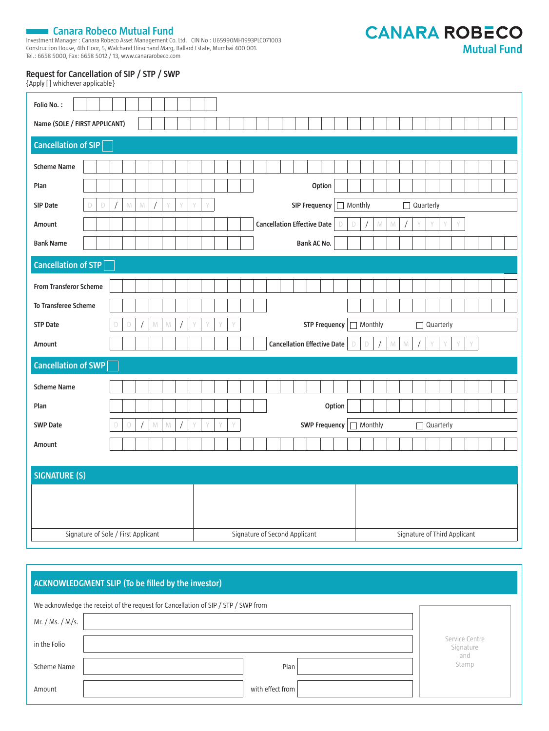# Canara Robeco Mutual Fund

Investment Manager : Canara Robeco Asset Management Co. Ltd. CIN No : U65990MH1993PLC071003
Construction House, 4th Floor, 5, Walchand Hirachand Marg, Ballard Estate, Mumbai 400 001.
Tel.: 6658 5000, Fax: 6658 5012 / 13, www.canararobeco.com

**CANARA ROBECO**
**Mutual Fund**

## Request for Cancellation of SIP / STP / SWP

{Apply [] whichever applicable}

**Folio No. :** 

**Name (SOLE / FIRST APPLICANT)** 

## Cancellation of SIP ☐

**Scheme Name** 

**Plan** | **Option** 

**SIP Date** D D / M M / Y Y Y Y | **SIP Frequency** ☐ Monthly ☐ Quarterly

**Amount** | **Cancellation Effective Date** D D / M M / Y Y Y Y

**Bank Name** | **Bank AC No.** 

## Cancellation of STP ☐

**From Transferor Scheme** 

**To Transferee Scheme** 

**STP Date** D D / M M / Y Y Y Y | **STP Frequency** ☐ Monthly ☐ Quarterly

**Amount** | **Cancellation Effective Date** D D / M M / Y Y Y Y

## Cancellation of SWP ☐

**Scheme Name** 

**Plan** | **Option** 

**SWP Date** D D / M M / Y Y Y Y | **SWP Frequency** ☐ Monthly ☐ Quarterly

**Amount** 

## SIGNATURE (S)

| | | |
|---|---|---|
| | | |
| Signature of Sole / First Applicant | Signature of Second Applicant | Signature of Third Applicant |

## ACKNOWLEDGMENT SLIP (To be filled by the investor)

We acknowledge the receipt of the request for Cancellation of SIP / STP / SWP from

Mr. / Ms. / M/s. 

in the Folio 

Scheme Name | Plan 

Amount | with effect from 

Service Centre Signature and Stamp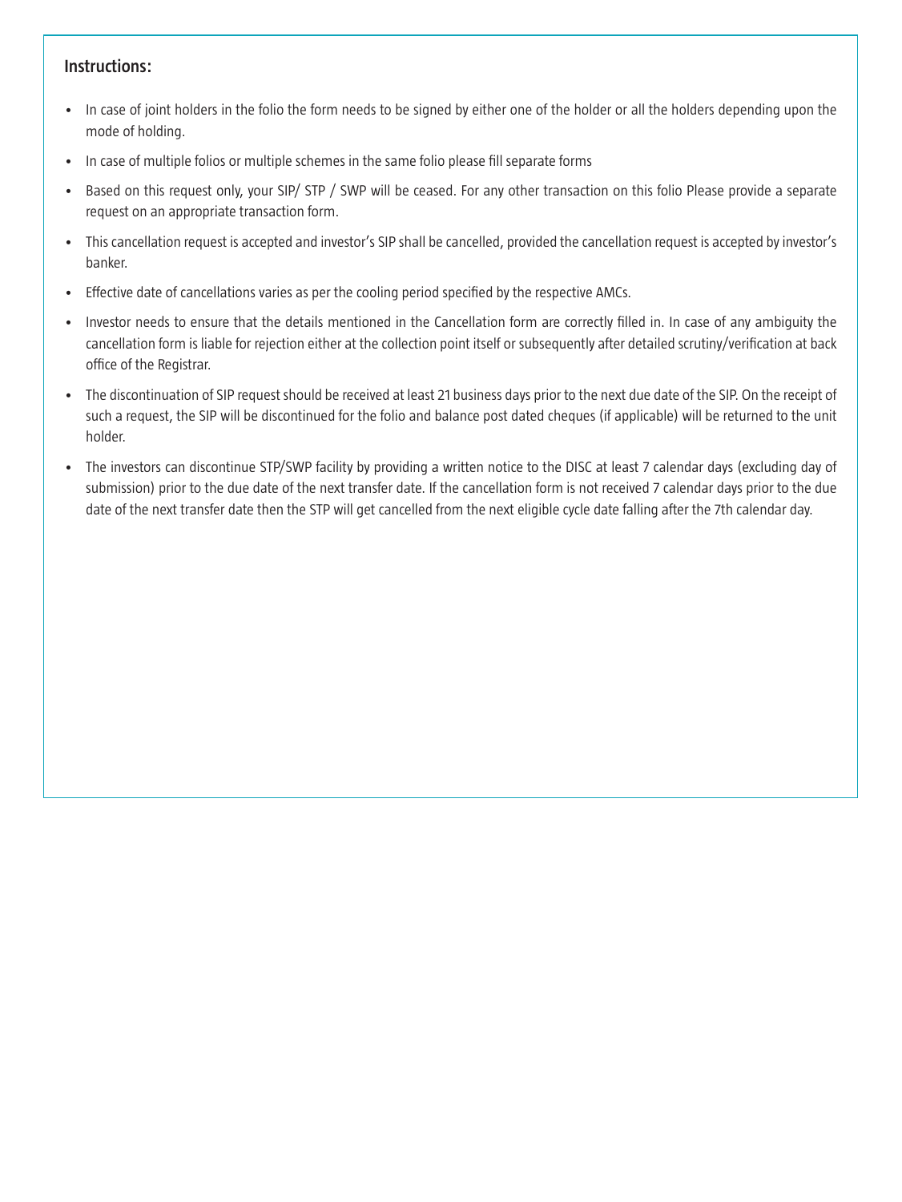### Instructions:

- In case of joint holders in the folio the form needs to be signed by either one of the holder or all the holders depending upon the mode of holding.
- In case of multiple folios or multiple schemes in the same folio please fill separate forms
- Based on this request only, your SIP/ STP / SWP will be ceased. For any other transaction on this folio Please provide a separate request on an appropriate transaction form.
- This cancellation request is accepted and investor's SIP shall be cancelled, provided the cancellation request is accepted by investor's banker.
- Effective date of cancellations varies as per the cooling period specified by the respective AMCs.
- Investor needs to ensure that the details mentioned in the Cancellation form are correctly filled in. In case of any ambiguity the cancellation form is liable for rejection either at the collection point itself or subsequently after detailed scrutiny/verification at back office of the Registrar.
- The discontinuation of SIP request should be received at least 21 business days prior to the next due date of the SIP. On the receipt of such a request, the SIP will be discontinued for the folio and balance post dated cheques (if applicable) will be returned to the unit holder.
- The investors can discontinue STP/SWP facility by providing a written notice to the DISC at least 7 calendar days (excluding day of submission) prior to the due date of the next transfer date. If the cancellation form is not received 7 calendar days prior to the due date of the next transfer date then the STP will get cancelled from the next eligible cycle date falling after the 7th calendar day.